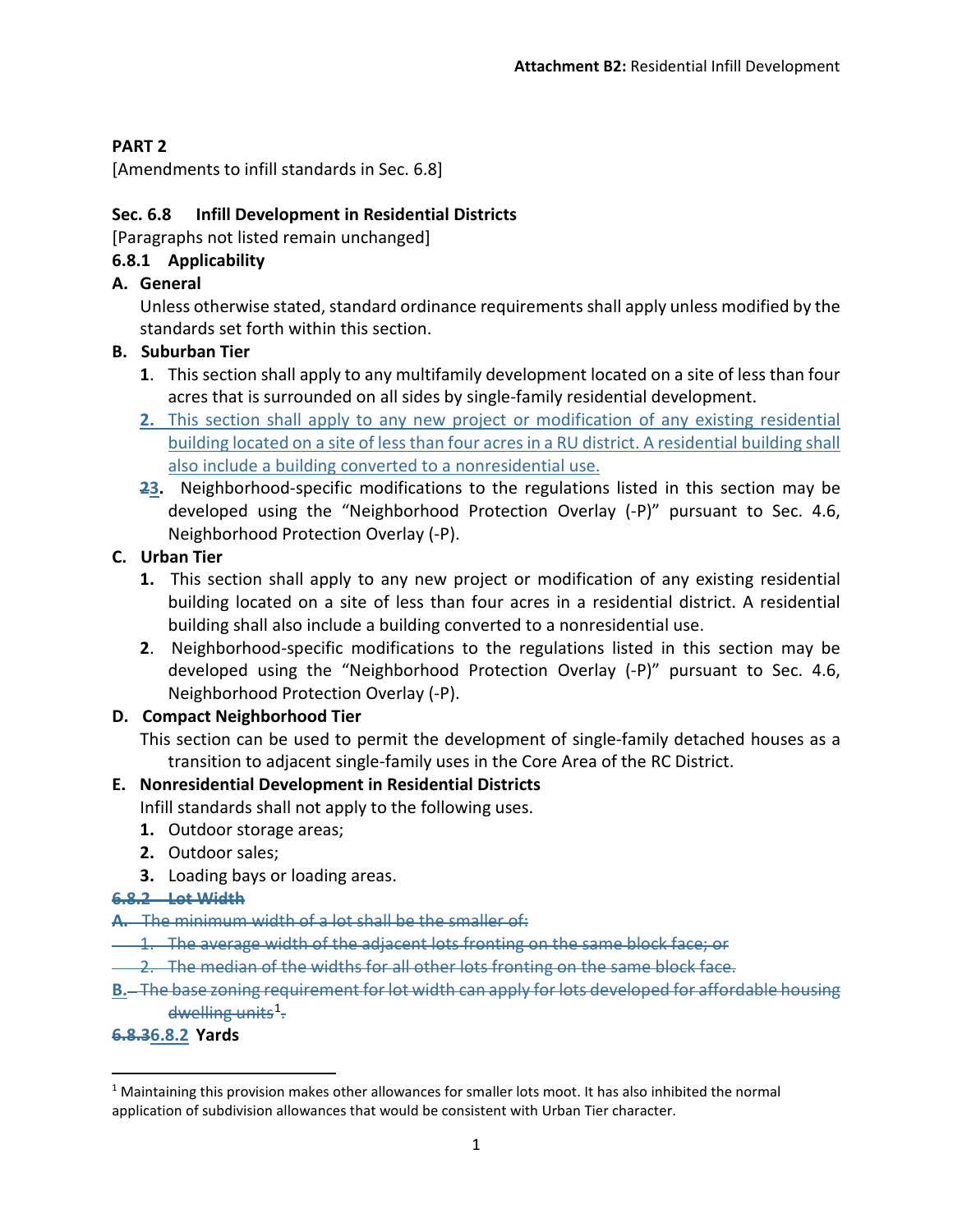**Attachment B2:** Residential Infill Development

**PART 2**

[Amendments to infill standards in Sec. 6.8]

**Sec. 6.8 Infill Development in Residential Districts**

[Paragraphs not listed remain unchanged]

**6.8.1 Applicability**

**A. General**

Unless otherwise stated, standard ordinance requirements shall apply unless modified by the standards set forth within this section.

**B. Suburban Tier**

1. This section shall apply to any multifamily development located on a site of less than four acres that is surrounded on all sides by single-family residential development.
2. <u>This section shall apply to any new project or modification of any existing residential building located on a site of less than four acres in a RU district. A residential building shall also include a building converted to a nonresidential use.</u>
3. ~~2~~3. Neighborhood-specific modifications to the regulations listed in this section may be developed using the "Neighborhood Protection Overlay (-P)" pursuant to Sec. 4.6, Neighborhood Protection Overlay (-P).

**C. Urban Tier**

1. This section shall apply to any new project or modification of any existing residential building located on a site of less than four acres in a residential district. A residential building shall also include a building converted to a nonresidential use.
2. Neighborhood-specific modifications to the regulations listed in this section may be developed using the "Neighborhood Protection Overlay (-P)" pursuant to Sec. 4.6, Neighborhood Protection Overlay (-P).

**D. Compact Neighborhood Tier**

This section can be used to permit the development of single-family detached houses as a transition to adjacent single-family uses in the Core Area of the RC District.

**E. Nonresidential Development in Residential Districts**

Infill standards shall not apply to the following uses.

1. Outdoor storage areas;
2. Outdoor sales;
3. Loading bays or loading areas.

~~**6.8.2 Lot Width**~~

~~**A.** The minimum width of a lot shall be the smaller of:~~

~~1. The average width of the adjacent lots fronting on the same block face; or~~

~~2. The median of the widths for all other lots fronting on the same block face.~~

~~**B.** The base zoning requirement for lot width can apply for lots developed for affordable housing dwelling units[1].~~

**~~6.8.3~~<u>6.8.2</u> Yards**

[1] Maintaining this provision makes other allowances for smaller lots moot. It has also inhibited the normal application of subdivision allowances that would be consistent with Urban Tier character.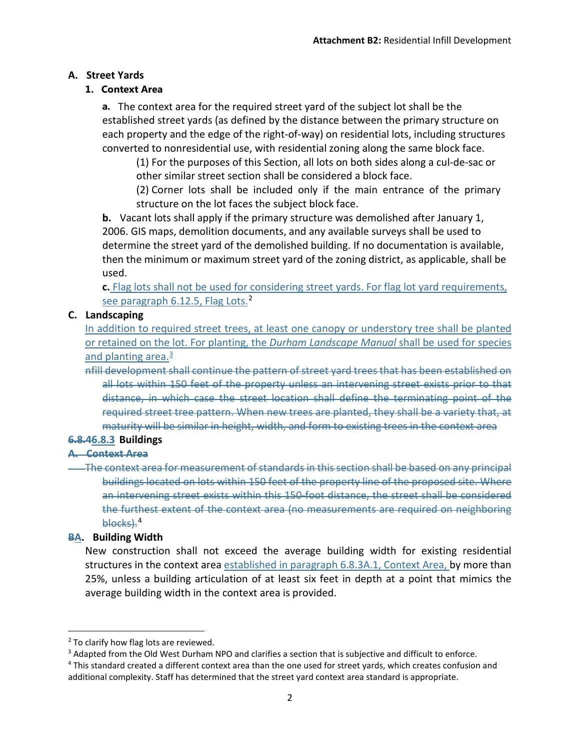## A. Street Yards

### 1. Context Area

**a.** The context area for the required street yard of the subject lot shall be the established street yards (as defined by the distance between the primary structure on each property and the edge of the right-of-way) on residential lots, including structures converted to nonresidential use, with residential zoning along the same block face.

(1) For the purposes of this Section, all lots on both sides along a cul-de-sac or other similar street section shall be considered a block face.

(2) Corner lots shall be included only if the main entrance of the primary structure on the lot faces the subject block face.

**b.** Vacant lots shall apply if the primary structure was demolished after January 1, 2006. GIS maps, demolition documents, and any available surveys shall be used to determine the street yard of the demolished building. If no documentation is available, then the minimum or maximum street yard of the zoning district, as applicable, shall be used.

<u>**c.** Flag lots shall not be used for considering street yards. For flag lot yard requirements, see paragraph 6.12.5, Flag Lots.</u>[2]

## C. Landscaping

<u>In addition to required street trees, at least one canopy or understory tree shall be planted or retained on the lot. For planting, the *Durham Landscape Manual* shall be used for species and planting area.</u>[3]

~~nfill development shall continue the pattern of street yard trees that has been established on all lots within 150 feet of the property unless an intervening street exists prior to that distance, in which case the street location shall define the terminating point of the required street tree pattern. When new trees are planted, they shall be a variety that, at maturity will be similar in height, width, and form to existing trees in the context area~~

## ~~6.8.4~~<u>6.8.3</u> Buildings

~~**A. Context Area**~~

~~The context area for measurement of standards in this section shall be based on any principal buildings located on lots within 150 feet of the property line of the proposed site. Where an intervening street exists within this 150-foot distance, the street shall be considered the furthest extent of the context area (no measurements are required on neighboring blocks).~~[4]

### ~~B~~<u>A</u>. Building Width

New construction shall not exceed the average building width for existing residential structures in the context area <u>established in paragraph 6.8.3A.1, Context Area,</u> by more than 25%, unless a building articulation of at least six feet in depth at a point that mimics the average building width in the context area is provided.

---

[2] To clarify how flag lots are reviewed.

[3] Adapted from the Old West Durham NPO and clarifies a section that is subjective and difficult to enforce.

[4] This standard created a different context area than the one used for street yards, which creates confusion and additional complexity. Staff has determined that the street yard context area standard is appropriate.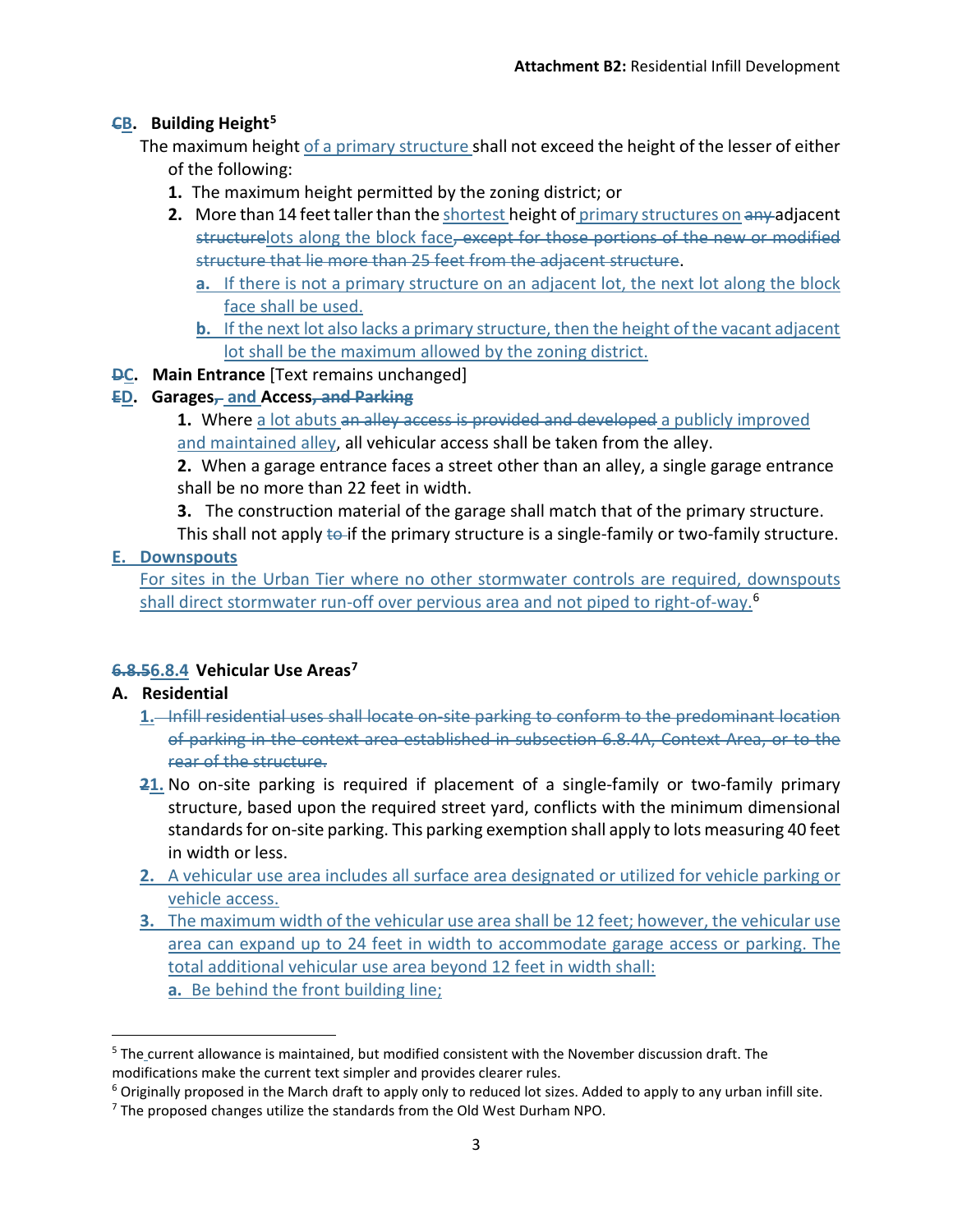**~~C~~B. Building Height**[5]

The maximum height of a primary structure shall not exceed the height of the lesser of either of the following:

1. The maximum height permitted by the zoning district; or
2. More than 14 feet taller than the shortest height of primary structures on ~~any~~ adjacent ~~structure~~lots along the block face~~, except for those portions of the new or modified structure that lie more than 25 feet from the adjacent structure~~.
   - **a.** If there is not a primary structure on an adjacent lot, the next lot along the block face shall be used.
   - **b.** If the next lot also lacks a primary structure, then the height of the vacant adjacent lot shall be the maximum allowed by the zoning district.

**~~D~~C. Main Entrance** [Text remains unchanged]

**~~E~~D. Garages~~,~~ and Access~~, and Parking~~**

1. Where a lot abuts ~~an alley access is provided and developed~~ a publicly improved and maintained alley, all vehicular access shall be taken from the alley.
2. When a garage entrance faces a street other than an alley, a single garage entrance shall be no more than 22 feet in width.
3. The construction material of the garage shall match that of the primary structure. This shall not apply ~~to~~ if the primary structure is a single-family or two-family structure.

**E. Downspouts**

For sites in the Urban Tier where no other stormwater controls are required, downspouts shall direct stormwater run-off over pervious area and not piped to right-of-way.[6]

## ~~6.8.5~~6.8.4 Vehicular Use Areas[7]

### A. Residential

~~1. Infill residential uses shall locate on-site parking to conform to the predominant location of parking in the context area established in subsection 6.8.4A, Context Area, or to the rear of the structure.~~

~~2~~1. No on-site parking is required if placement of a single-family or two-family primary structure, based upon the required street yard, conflicts with the minimum dimensional standards for on-site parking. This parking exemption shall apply to lots measuring 40 feet in width or less.

2. A vehicular use area includes all surface area designated or utilized for vehicle parking or vehicle access.

3. The maximum width of the vehicular use area shall be 12 feet; however, the vehicular use area can expand up to 24 feet in width to accommodate garage access or parking. The total additional vehicular use area beyond 12 feet in width shall:
   - **a.** Be behind the front building line;

---

[5] The current allowance is maintained, but modified consistent with the November discussion draft. The modifications make the current text simpler and provides clearer rules.

[6] Originally proposed in the March draft to apply only to reduced lot sizes. Added to apply to any urban infill site.

[7] The proposed changes utilize the standards from the Old West Durham NPO.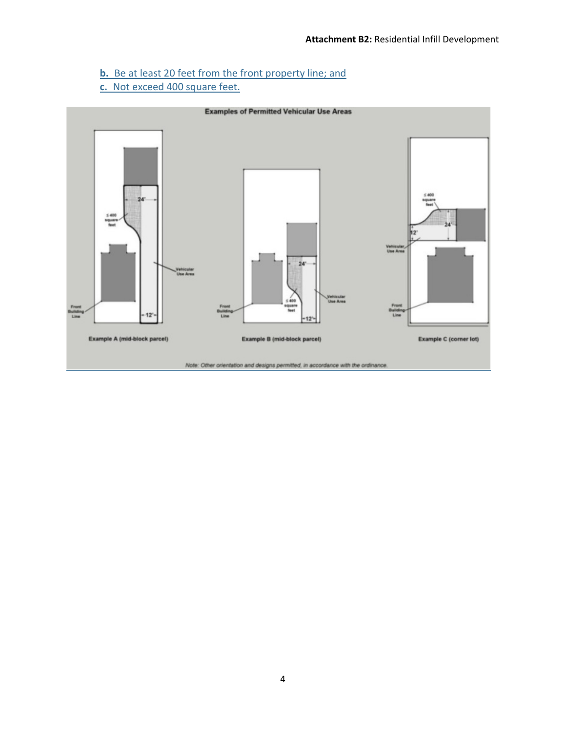**b.** Be at least 20 feet from the front property line; and

**c.** Not exceed 400 square feet.

Examples of Permitted Vehicular Use Areas

24'

≤ 400 square feet

Vehicular Use Area

Front Building Line

12'

Example A (mid-block parcel)

24'

≤ 400 square feet

Vehicular Use Area

Front Building Line

12'

Example B (mid-block parcel)

≤ 400 square feet

12'

24'

Vehicular Use Area

Front Building Line

Example C (corner lot)

Note: Other orientation and designs permitted, in accordance with the ordinance.